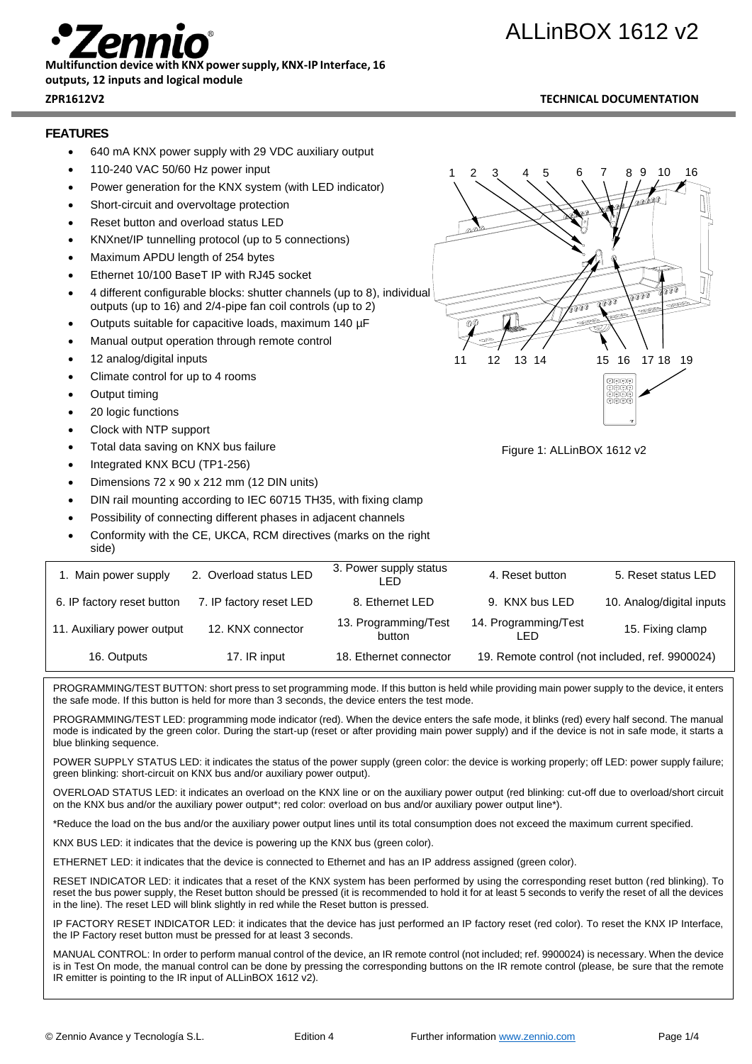# ALLinBOX 1612 v2

**Multifunction device with KNX power supply, KNX-IP Interface, 16 outputs, 12 inputs and logical module**

**ZPR1612V2** **TECHNICAL DOCUMENTATION**

## FEATURES

- 640 mA KNX power supply with 29 VDC auxiliary output
- 110-240 VAC 50/60 Hz power input
- Power generation for the KNX system (with LED indicator)
- Short-circuit and overvoltage protection
- Reset button and overload status LED
- KNXnet/IP tunnelling protocol (up to 5 connections)
- Maximum APDU length of 254 bytes
- Ethernet 10/100 BaseT IP with RJ45 socket
- 4 different configurable blocks: shutter channels (up to 8), individual outputs (up to 16) and 2/4-pipe fan coil controls (up to 2)
- Outputs suitable for capacitive loads, maximum 140 µF
- Manual output operation through remote control
- 12 analog/digital inputs
- Climate control for up to 4 rooms
- Output timing
- 20 logic functions
- Clock with NTP support
- Total data saving on KNX bus failure
- Integrated KNX BCU (TP1-256)
- Dimensions 72 x 90 x 212 mm (12 DIN units)
- DIN rail mounting according to IEC 60715 TH35, with fixing clamp
- Possibility of connecting different phases in adjacent channels
- Conformity with the CE, UKCA, RCM directives (marks on the right side)

Figure 1: ALLinBOX 1612 v2

| 1. Main power supply | 2. Overload status LED | 3. Power supply status LED | 4. Reset button | 5. Reset status LED |
|---|---|---|---|---|
| 6. IP factory reset button | 7. IP factory reset LED | 8. Ethernet LED | 9. KNX bus LED | 10. Analog/digital inputs |
| 11. Auxiliary power output | 12. KNX connector | 13. Programming/Test button | 14. Programming/Test LED | 15. Fixing clamp |
| 16. Outputs | 17. IR input | 18. Ethernet connector | 19. Remote control (not included, ref. 9900024) | |

PROGRAMMING/TEST BUTTON: short press to set programming mode. If this button is held while providing main power supply to the device, it enters the safe mode. If this button is held for more than 3 seconds, the device enters the test mode.

PROGRAMMING/TEST LED: programming mode indicator (red). When the device enters the safe mode, it blinks (red) every half second. The manual mode is indicated by the green color. During the start-up (reset or after providing main power supply) and if the device is not in safe mode, it starts a blue blinking sequence.

POWER SUPPLY STATUS LED: it indicates the status of the power supply (green color: the device is working properly; off LED: power supply failure; green blinking: short-circuit on KNX bus and/or auxiliary power output).

OVERLOAD STATUS LED: it indicates an overload on the KNX line or on the auxiliary power output (red blinking: cut-off due to overload/short circuit on the KNX bus and/or the auxiliary power output*; red color: overload on bus and/or auxiliary power output line*).

*Reduce the load on the bus and/or the auxiliary power output lines until its total consumption does not exceed the maximum current specified.

KNX BUS LED: it indicates that the device is powering up the KNX bus (green color).

ETHERNET LED: it indicates that the device is connected to Ethernet and has an IP address assigned (green color).

RESET INDICATOR LED: it indicates that a reset of the KNX system has been performed by using the corresponding reset button (red blinking). To reset the bus power supply, the Reset button should be pressed (it is recommended to hold it for at least 5 seconds to verify the reset of all the devices in the line). The reset LED will blink slightly in red while the Reset button is pressed.

IP FACTORY RESET INDICATOR LED: it indicates that the device has just performed an IP factory reset (red color). To reset the KNX IP Interface, the IP Factory reset button must be pressed for at least 3 seconds.

MANUAL CONTROL: In order to perform manual control of the device, an IR remote control (not included; ref. 9900024) is necessary. When the device is in Test On mode, the manual control can be done by pressing the corresponding buttons on the IR remote control (please, be sure that the remote IR emitter is pointing to the IR input of ALLinBOX 1612 v2).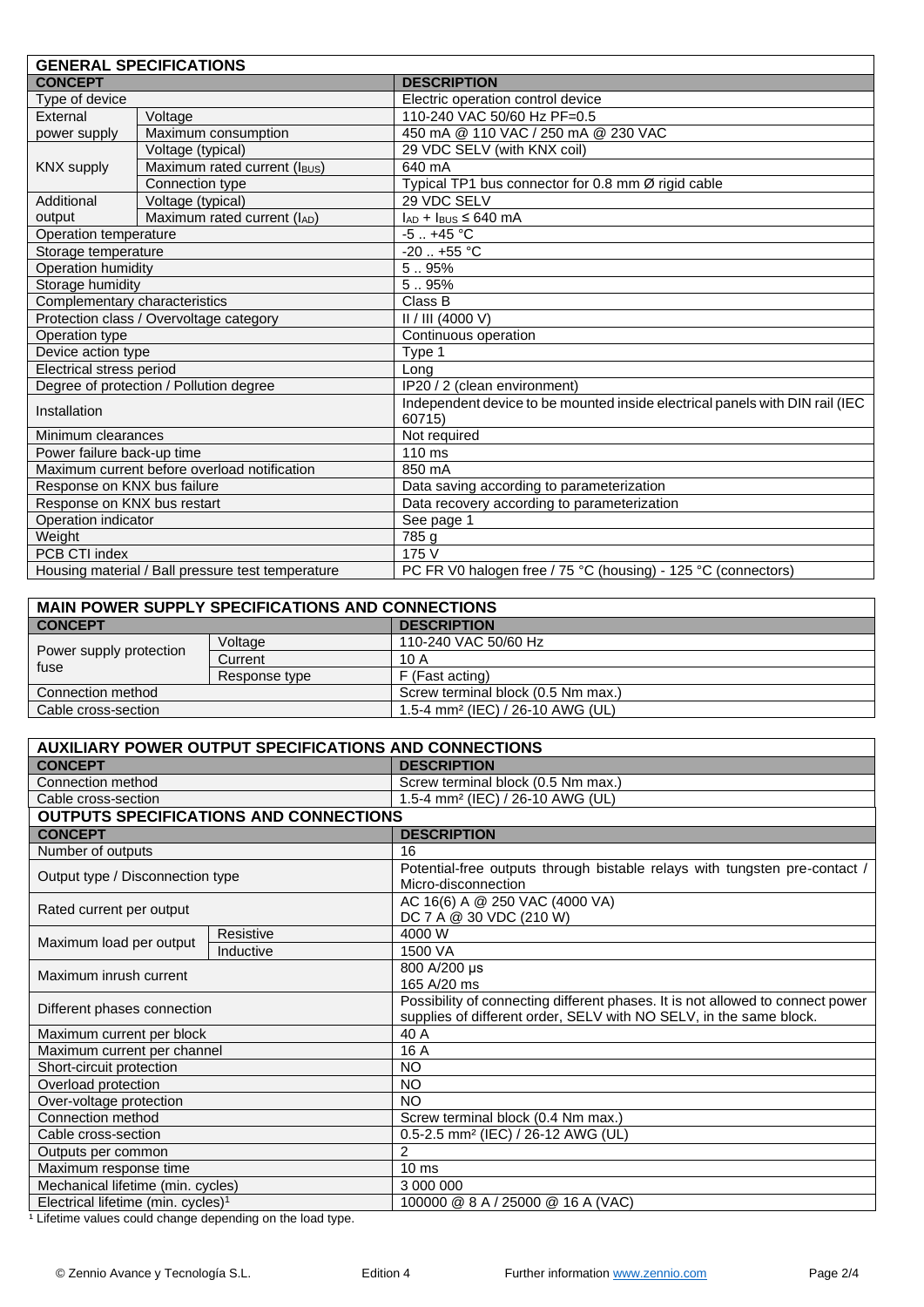## GENERAL SPECIFICATIONS

| CONCEPT | | DESCRIPTION |
|---|---|---|
| Type of device | | Electric operation control device |
| External power supply | Voltage | 110-240 VAC 50/60 Hz PF=0.5 |
| | Maximum consumption | 450 mA @ 110 VAC / 250 mA @ 230 VAC |
| KNX supply | Voltage (typical) | 29 VDC SELV (with KNX coil) |
| | Maximum rated current ($I_{BUS}$) | 640 mA |
| | Connection type | Typical TP1 bus connector for 0.8 mm Ø rigid cable |
| Additional output | Voltage (typical) | 29 VDC SELV |
| | Maximum rated current ($I_{AD}$) | $I_{AD} + I_{BUS} \leq 640$ mA |
| Operation temperature | | -5 .. +45 °C |
| Storage temperature | | -20 .. +55 °C |
| Operation humidity | | 5 .. 95% |
| Storage humidity | | 5 .. 95% |
| Complementary characteristics | | Class B |
| Protection class / Overvoltage category | | II / III (4000 V) |
| Operation type | | Continuous operation |
| Device action type | | Type 1 |
| Electrical stress period | | Long |
| Degree of protection / Pollution degree | | IP20 / 2 (clean environment) |
| Installation | | Independent device to be mounted inside electrical panels with DIN rail (IEC 60715) |
| Minimum clearances | | Not required |
| Power failure back-up time | | 110 ms |
| Maximum current before overload notification | | 850 mA |
| Response on KNX bus failure | | Data saving according to parameterization |
| Response on KNX bus restart | | Data recovery according to parameterization |
| Operation indicator | | See page 1 |
| Weight | | 785 g |
| PCB CTI index | | 175 V |
| Housing material / Ball pressure test temperature | | PC FR V0 halogen free / 75 °C (housing) - 125 °C (connectors) |

## MAIN POWER SUPPLY SPECIFICATIONS AND CONNECTIONS

| CONCEPT | | DESCRIPTION |
|---|---|---|
| Power supply protection fuse | Voltage | 110-240 VAC 50/60 Hz |
| | Current | 10 A |
| | Response type | F (Fast acting) |
| Connection method | | Screw terminal block (0.5 Nm max.) |
| Cable cross-section | | 1.5-4 mm² (IEC) / 26-10 AWG (UL) |

## AUXILIARY POWER OUTPUT SPECIFICATIONS AND CONNECTIONS

| CONCEPT | DESCRIPTION |
|---|---|
| Connection method | Screw terminal block (0.5 Nm max.) |
| Cable cross-section | 1.5-4 mm² (IEC) / 26-10 AWG (UL) |

## OUTPUTS SPECIFICATIONS AND CONNECTIONS

| CONCEPT | | DESCRIPTION |
|---|---|---|
| Number of outputs | | 16 |
| Output type / Disconnection type | | Potential-free outputs through bistable relays with tungsten pre-contact / Micro-disconnection |
| Rated current per output | | AC 16(6) A @ 250 VAC (4000 VA)<br>DC 7 A @ 30 VDC (210 W) |
| Maximum load per output | Resistive | 4000 W |
| | Inductive | 1500 VA |
| Maximum inrush current | | 800 A/200 µs<br>165 A/20 ms |
| Different phases connection | | Possibility of connecting different phases. It is not allowed to connect power supplies of different order, SELV with NO SELV, in the same block. |
| Maximum current per block | | 40 A |
| Maximum current per channel | | 16 A |
| Short-circuit protection | | NO |
| Overload protection | | NO |
| Over-voltage protection | | NO |
| Connection method | | Screw terminal block (0.4 Nm max.) |
| Cable cross-section | | 0.5-2.5 mm² (IEC) / 26-12 AWG (UL) |
| Outputs per common | | 2 |
| Maximum response time | | 10 ms |
| Mechanical lifetime (min. cycles) | | 3 000 000 |
| Electrical lifetime (min. cycles)[1] | | 100000 @ 8 A / 25000 @ 16 A (VAC) |

[1] Lifetime values could change depending on the load type.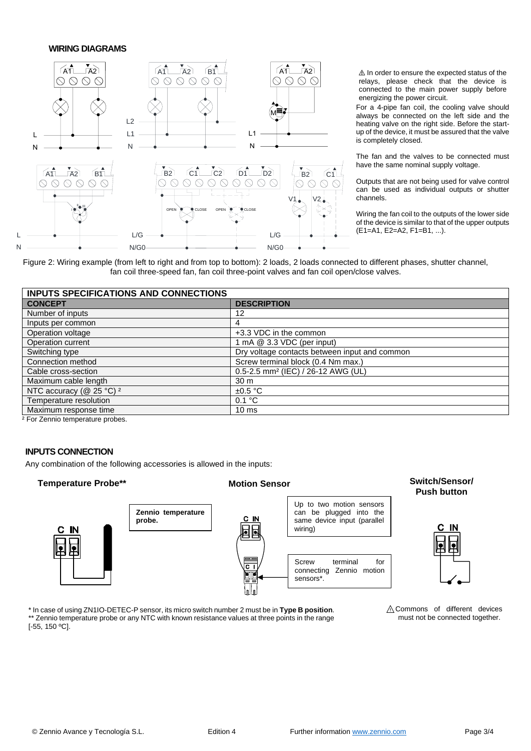## WIRING DIAGRAMS

⚠ In order to ensure the expected status of the relays, please check that the device is connected to the main power supply before energizing the power circuit.

For a 4-pipe fan coil, the cooling valve should always be connected on the left side and the heating valve on the right side. Before the start-up of the device, it must be assured that the valve is completely closed.

The fan and the valves to be connected must have the same nominal supply voltage.

Outputs that are not being used for valve control can be used as individual outputs or shutter channels.

Wiring the fan coil to the outputs of the lower side of the device is similar to that of the upper outputs (E1=A1, E2=A2, F1=B1, ...).

Figure 2: Wiring example (from left to right and from top to bottom): 2 loads, 2 loads connected to different phases, shutter channel, fan coil three-speed fan, fan coil three-point valves and fan coil open/close valves.

| INPUTS SPECIFICATIONS AND CONNECTIONS | |
|---|---|
| **CONCEPT** | **DESCRIPTION** |
| Number of inputs | 12 |
| Inputs per common | 4 |
| Operation voltage | +3.3 VDC in the common |
| Operation current | 1 mA @ 3.3 VDC (per input) |
| Switching type | Dry voltage contacts between input and common |
| Connection method | Screw terminal block (0.4 Nm max.) |
| Cable cross-section | 0.5-2.5 mm² (IEC) / 26-12 AWG (UL) |
| Maximum cable length | 30 m |
| NTC accuracy (@ 25 °C) [2] | ±0.5 °C |
| Temperature resolution | 0.1 °C |
| Maximum response time | 10 ms |

[2] For Zennio temperature probes.

## INPUTS CONNECTION

Any combination of the following accessories is allowed in the inputs:

**Temperature Probe****

Zennio temperature probe.

**Motion Sensor**

Up to two motion sensors can be plugged into the same device input (parallel wiring)

Screw terminal for connecting Zennio motion sensors*.

**Switch/Sensor/ Push button**

\* In case of using ZN1IO-DETEC-P sensor, its micro switch number 2 must be in **Type B position**.
\*\* Zennio temperature probe or any NTC with known resistance values at three points in the range [-55, 150 ºC].

⚠ Commons of different devices must not be connected together.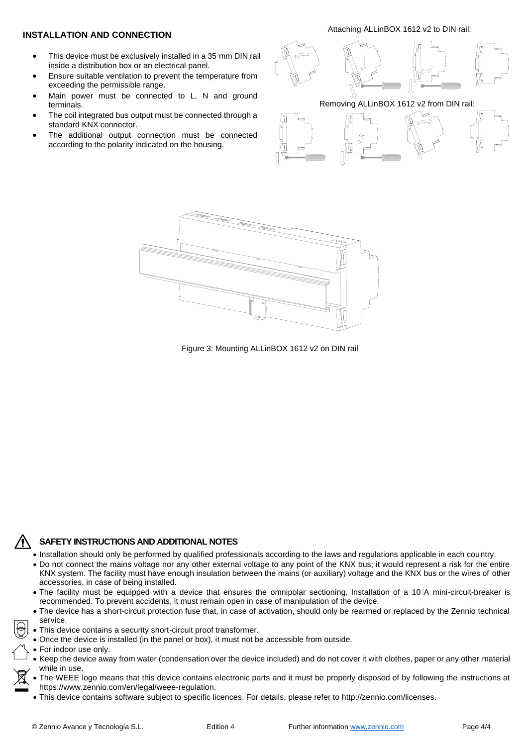## INSTALLATION AND CONNECTION

- This device must be exclusively installed in a 35 mm DIN rail inside a distribution box or an electrical panel.
- Ensure suitable ventilation to prevent the temperature from exceeding the permissible range.
- Main power must be connected to L, N and ground terminals.
- The coil integrated bus output must be connected through a standard KNX connector.
- The additional output connection must be connected according to the polarity indicated on the housing.

Attaching ALLinBOX 1612 v2 to DIN rail:

Removing ALLinBOX 1612 v2 from DIN rail:

Figure 3: Mounting ALLinBOX 1612 v2 on DIN rail

## SAFETY INSTRUCTIONS AND ADDITIONAL NOTES

- Installation should only be performed by qualified professionals according to the laws and regulations applicable in each country.
- Do not connect the mains voltage nor any other external voltage to any point of the KNX bus; it would represent a risk for the entire KNX system. The facility must have enough insulation between the mains (or auxiliary) voltage and the KNX bus or the wires of other accessories, in case of being installed.
- The facility must be equipped with a device that ensures the omnipolar sectioning. Installation of a 10 A mini-circuit-breaker is recommended. To prevent accidents, it must remain open in case of manipulation of the device.
- The device has a short-circuit protection fuse that, in case of activation, should only be rearmed or replaced by the Zennio technical service.
- This device contains a security short-circuit proof transformer.
- Once the device is installed (in the panel or box), it must not be accessible from outside.
- For indoor use only.
- Keep the device away from water (condensation over the device included) and do not cover it with clothes, paper or any other material while in use.
- The WEEE logo means that this device contains electronic parts and it must be properly disposed of by following the instructions at https://www.zennio.com/en/legal/weee-regulation.
- This device contains software subject to specific licences. For details, please refer to http://zennio.com/licenses.

© Zennio Avance y Tecnología S.L. Edition 4 Further information www.zennio.com